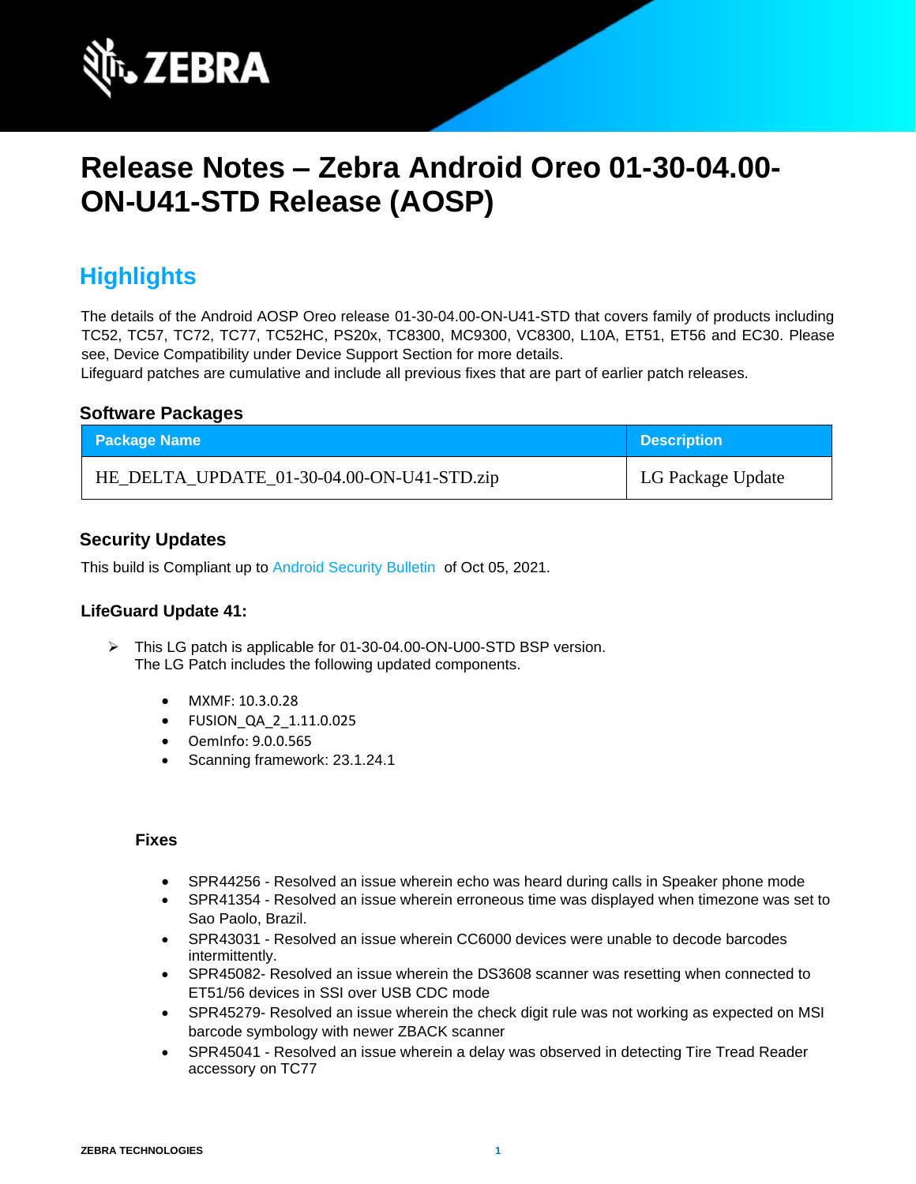# Release Notes – Zebra Android Oreo 01-30-04.00-ON-U41-STD Release (AOSP)

## Highlights

The details of the Android AOSP Oreo release 01-30-04.00-ON-U41-STD that covers family of products including TC52, TC57, TC72, TC77, TC52HC, PS20x, TC8300, MC9300, VC8300, L10A, ET51, ET56 and EC30. Please see, Device Compatibility under Device Support Section for more details.
Lifeguard patches are cumulative and include all previous fixes that are part of earlier patch releases.

### Software Packages

| Package Name | Description |
| --- | --- |
| HE_DELTA_UPDATE_01-30-04.00-ON-U41-STD.zip | LG Package Update |

### Security Updates

This build is Compliant up to Android Security Bulletin of Oct 05, 2021.

### LifeGuard Update 41:

- This LG patch is applicable for 01-30-04.00-ON-U00-STD BSP version.
  The LG Patch includes the following updated components.

  - MXMF: 10.3.0.28
  - FUSION_QA_2_1.11.0.025
  - OemInfo: 9.0.0.565
  - Scanning framework: 23.1.24.1

#### Fixes

- SPR44256 - Resolved an issue wherein echo was heard during calls in Speaker phone mode
- SPR41354 - Resolved an issue wherein erroneous time was displayed when timezone was set to Sao Paolo, Brazil.
- SPR43031 - Resolved an issue wherein CC6000 devices were unable to decode barcodes intermittently.
- SPR45082- Resolved an issue wherein the DS3608 scanner was resetting when connected to ET51/56 devices in SSI over USB CDC mode
- SPR45279- Resolved an issue wherein the check digit rule was not working as expected on MSI barcode symbology with newer ZBACK scanner
- SPR45041 - Resolved an issue wherein a delay was observed in detecting Tire Tread Reader accessory on TC77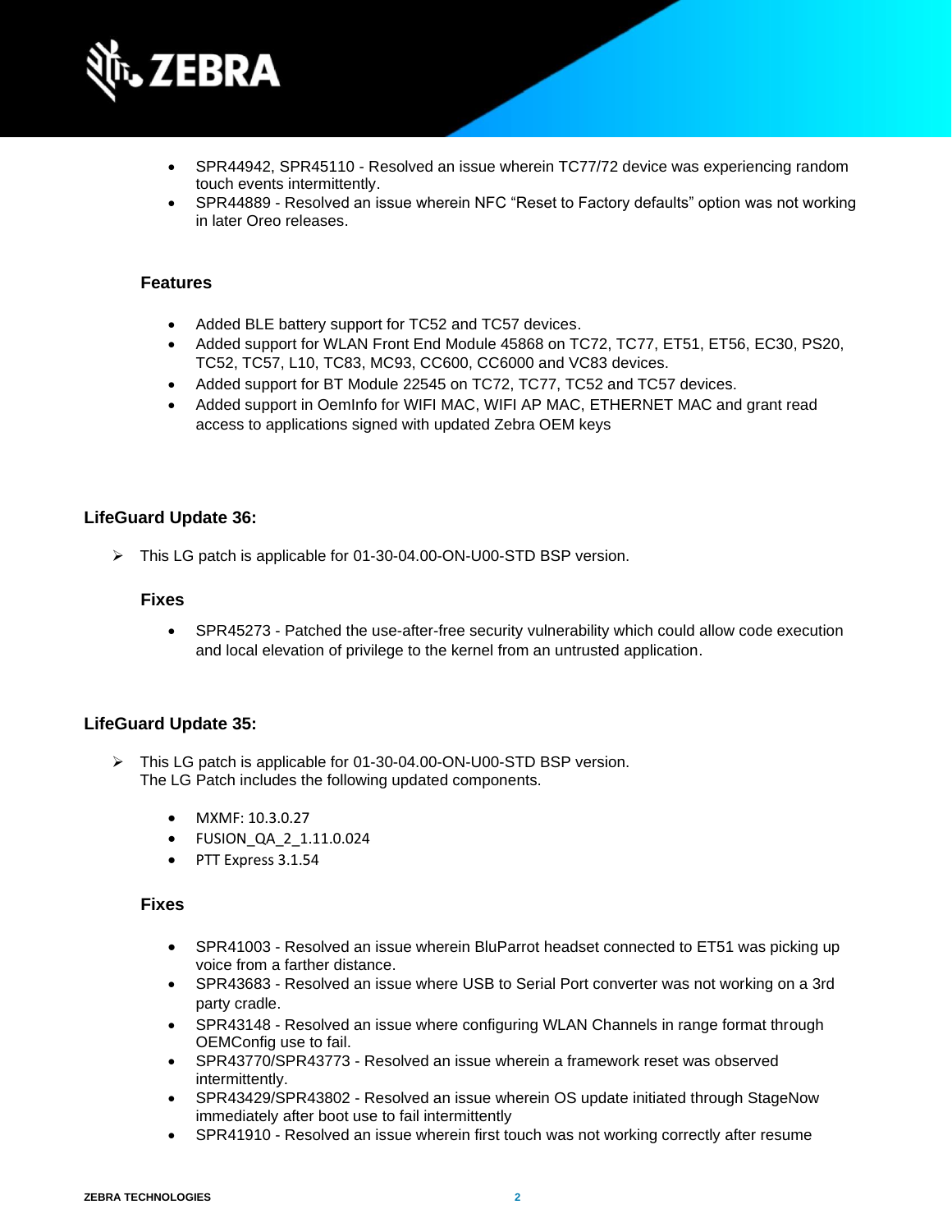- SPR44942, SPR45110 - Resolved an issue wherein TC77/72 device was experiencing random touch events intermittently.
- SPR44889 - Resolved an issue wherein NFC "Reset to Factory defaults" option was not working in later Oreo releases.

### Features

- Added BLE battery support for TC52 and TC57 devices.
- Added support for WLAN Front End Module 45868 on TC72, TC77, ET51, ET56, EC30, PS20, TC52, TC57, L10, TC83, MC93, CC600, CC6000 and VC83 devices.
- Added support for BT Module 22545 on TC72, TC77, TC52 and TC57 devices.
- Added support in OemInfo for WIFI MAC, WIFI AP MAC, ETHERNET MAC and grant read access to applications signed with updated Zebra OEM keys

## LifeGuard Update 36:

- This LG patch is applicable for 01-30-04.00-ON-U00-STD BSP version.

### Fixes

- SPR45273 - Patched the use-after-free security vulnerability which could allow code execution and local elevation of privilege to the kernel from an untrusted application.

## LifeGuard Update 35:

- This LG patch is applicable for 01-30-04.00-ON-U00-STD BSP version.
  The LG Patch includes the following updated components.

  - MXMF: 10.3.0.27
  - FUSION_QA_2_1.11.0.024
  - PTT Express 3.1.54

### Fixes

- SPR41003 - Resolved an issue wherein BluParrot headset connected to ET51 was picking up voice from a farther distance.
- SPR43683 - Resolved an issue where USB to Serial Port converter was not working on a 3rd party cradle.
- SPR43148 - Resolved an issue where configuring WLAN Channels in range format through OEMConfig use to fail.
- SPR43770/SPR43773 - Resolved an issue wherein a framework reset was observed intermittently.
- SPR43429/SPR43802 - Resolved an issue wherein OS update initiated through StageNow immediately after boot use to fail intermittently
- SPR41910 - Resolved an issue wherein first touch was not working correctly after resume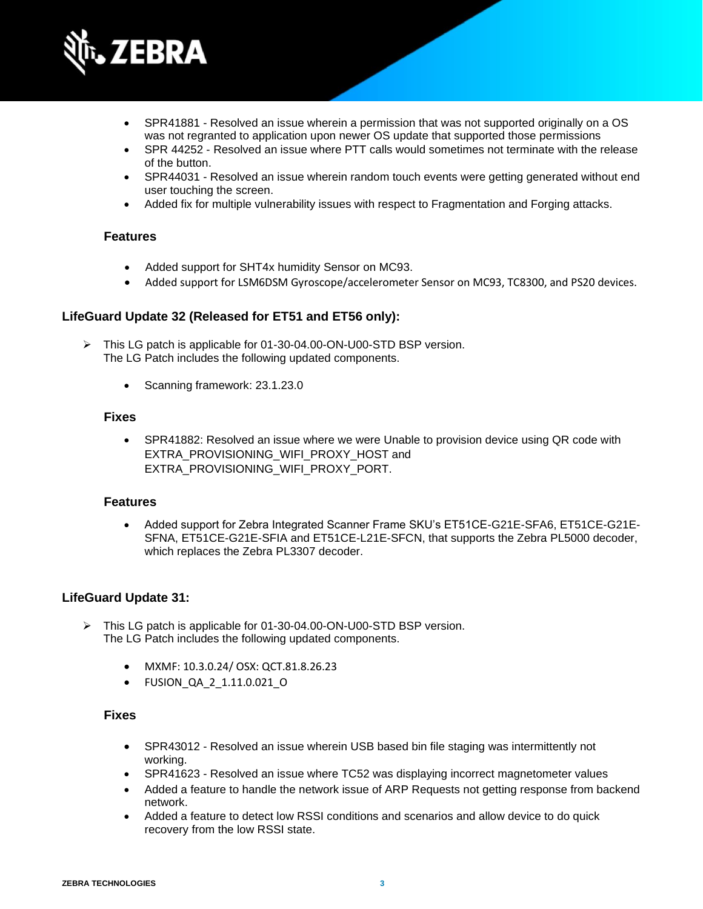- SPR41881 - Resolved an issue wherein a permission that was not supported originally on a OS was not regranted to application upon newer OS update that supported those permissions
- SPR 44252 - Resolved an issue where PTT calls would sometimes not terminate with the release of the button.
- SPR44031 - Resolved an issue wherein random touch events were getting generated without end user touching the screen.
- Added fix for multiple vulnerability issues with respect to Fragmentation and Forging attacks.

#### Features

- Added support for SHT4x humidity Sensor on MC93.
- Added support for LSM6DSM Gyroscope/accelerometer Sensor on MC93, TC8300, and PS20 devices.

### LifeGuard Update 32 (Released for ET51 and ET56 only):

➢ This LG patch is applicable for 01-30-04.00-ON-U00-STD BSP version.
  The LG Patch includes the following updated components.

- Scanning framework: 23.1.23.0

#### Fixes

- SPR41882: Resolved an issue where we were Unable to provision device using QR code with EXTRA_PROVISIONING_WIFI_PROXY_HOST and EXTRA_PROVISIONING_WIFI_PROXY_PORT.

#### Features

- Added support for Zebra Integrated Scanner Frame SKU's ET51CE-G21E-SFA6, ET51CE-G21E-SFNA, ET51CE-G21E-SFIA and ET51CE-L21E-SFCN, that supports the Zebra PL5000 decoder, which replaces the Zebra PL3307 decoder.

### LifeGuard Update 31:

➢ This LG patch is applicable for 01-30-04.00-ON-U00-STD BSP version.
  The LG Patch includes the following updated components.

- MXMF: 10.3.0.24/ OSX: QCT.81.8.26.23
- FUSION_QA_2_1.11.0.021_O

#### Fixes

- SPR43012 - Resolved an issue wherein USB based bin file staging was intermittently not working.
- SPR41623 - Resolved an issue where TC52 was displaying incorrect magnetometer values
- Added a feature to handle the network issue of ARP Requests not getting response from backend network.
- Added a feature to detect low RSSI conditions and scenarios and allow device to do quick recovery from the low RSSI state.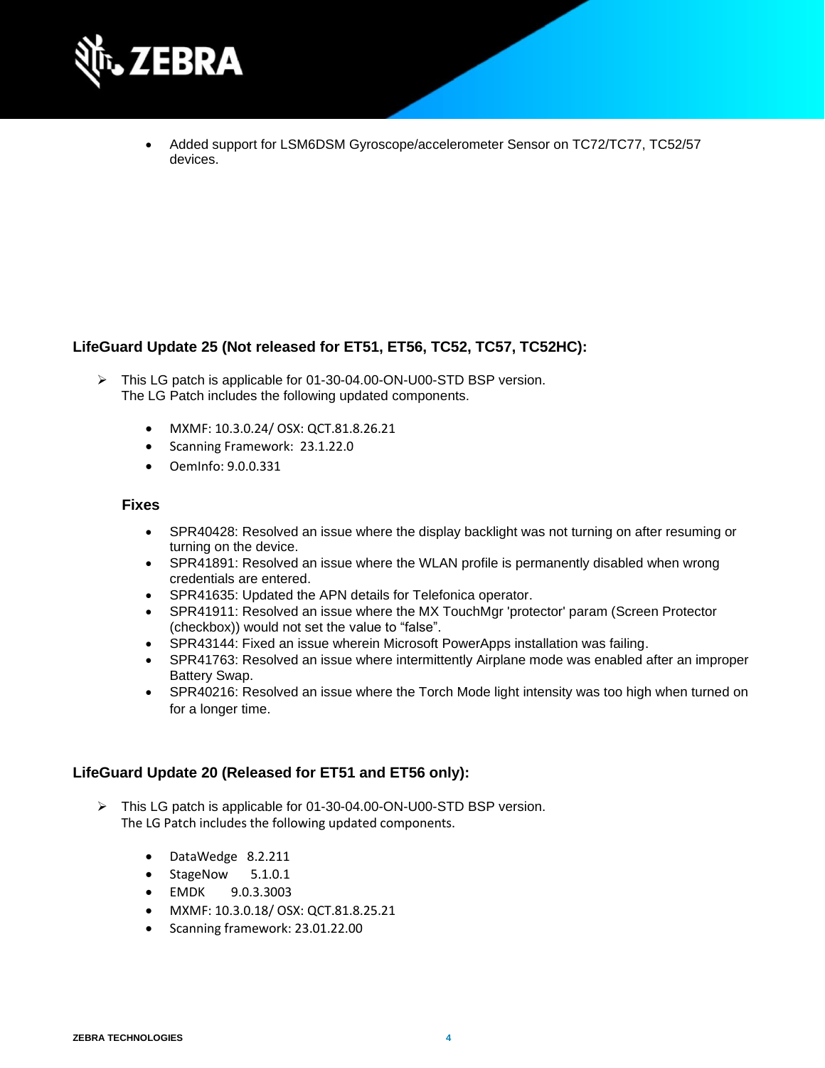- Added support for LSM6DSM Gyroscope/accelerometer Sensor on TC72/TC77, TC52/57 devices.

### LifeGuard Update 25 (Not released for ET51, ET56, TC52, TC57, TC52HC):

- This LG patch is applicable for 01-30-04.00-ON-U00-STD BSP version.
  The LG Patch includes the following updated components.

  - MXMF: 10.3.0.24/ OSX: QCT.81.8.26.21
  - Scanning Framework: 23.1.22.0
  - OemInfo: 9.0.0.331

#### Fixes

- SPR40428: Resolved an issue where the display backlight was not turning on after resuming or turning on the device.
- SPR41891: Resolved an issue where the WLAN profile is permanently disabled when wrong credentials are entered.
- SPR41635: Updated the APN details for Telefonica operator.
- SPR41911: Resolved an issue where the MX TouchMgr 'protector' param (Screen Protector (checkbox)) would not set the value to “false”.
- SPR43144: Fixed an issue wherein Microsoft PowerApps installation was failing.
- SPR41763: Resolved an issue where intermittently Airplane mode was enabled after an improper Battery Swap.
- SPR40216: Resolved an issue where the Torch Mode light intensity was too high when turned on for a longer time.

### LifeGuard Update 20 (Released for ET51 and ET56 only):

- This LG patch is applicable for 01-30-04.00-ON-U00-STD BSP version.
  The LG Patch includes the following updated components.

  - DataWedge 8.2.211
  - StageNow 5.1.0.1
  - EMDK 9.0.3.3003
  - MXMF: 10.3.0.18/ OSX: QCT.81.8.25.21
  - Scanning framework: 23.01.22.00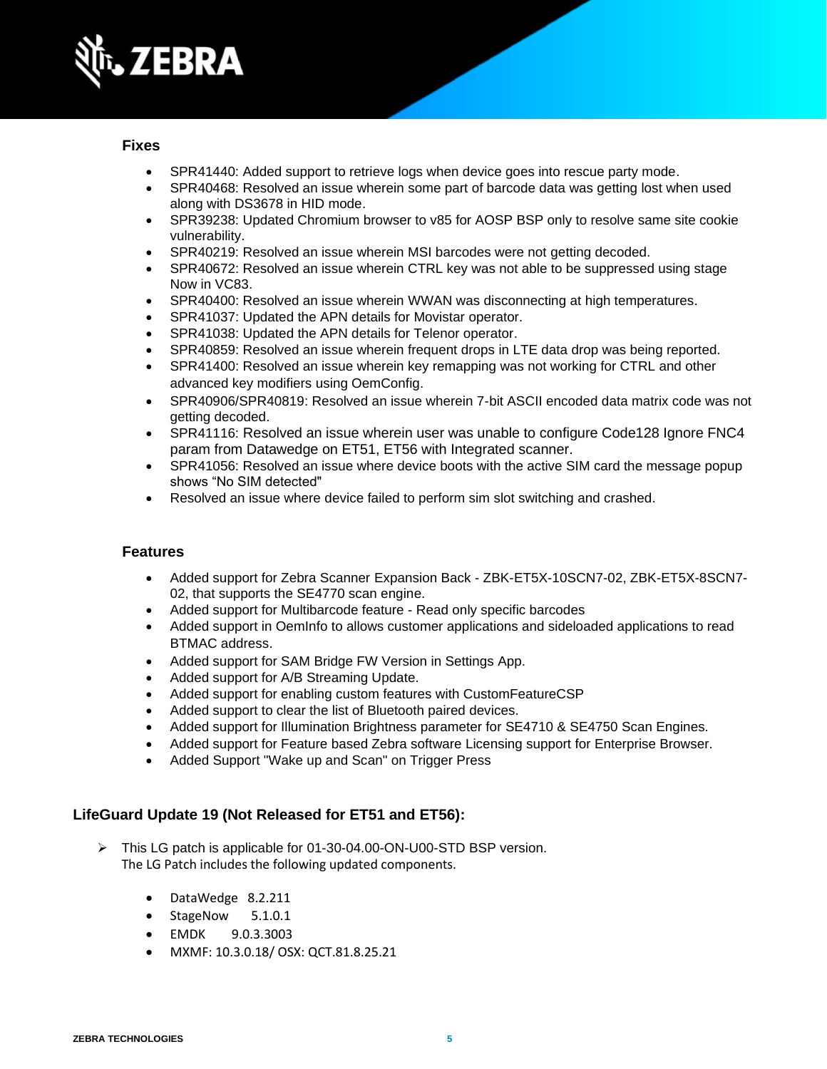### Fixes

- SPR41440: Added support to retrieve logs when device goes into rescue party mode.
- SPR40468: Resolved an issue wherein some part of barcode data was getting lost when used along with DS3678 in HID mode.
- SPR39238: Updated Chromium browser to v85 for AOSP BSP only to resolve same site cookie vulnerability.
- SPR40219: Resolved an issue wherein MSI barcodes were not getting decoded.
- SPR40672: Resolved an issue wherein CTRL key was not able to be suppressed using stage Now in VC83.
- SPR40400: Resolved an issue wherein WWAN was disconnecting at high temperatures.
- SPR41037: Updated the APN details for Movistar operator.
- SPR41038: Updated the APN details for Telenor operator.
- SPR40859: Resolved an issue wherein frequent drops in LTE data drop was being reported.
- SPR41400: Resolved an issue wherein key remapping was not working for CTRL and other advanced key modifiers using OemConfig.
- SPR40906/SPR40819: Resolved an issue wherein 7-bit ASCII encoded data matrix code was not getting decoded.
- SPR41116: Resolved an issue wherein user was unable to configure Code128 Ignore FNC4 param from Datawedge on ET51, ET56 with Integrated scanner.
- SPR41056: Resolved an issue where device boots with the active SIM card the message popup shows "No SIM detected"
- Resolved an issue where device failed to perform sim slot switching and crashed.

### Features

- Added support for Zebra Scanner Expansion Back - ZBK-ET5X-10SCN7-02, ZBK-ET5X-8SCN7-02, that supports the SE4770 scan engine.
- Added support for Multibarcode feature - Read only specific barcodes
- Added support in OemInfo to allows customer applications and sideloaded applications to read BTMAC address.
- Added support for SAM Bridge FW Version in Settings App.
- Added support for A/B Streaming Update.
- Added support for enabling custom features with CustomFeatureCSP
- Added support to clear the list of Bluetooth paired devices.
- Added support for Illumination Brightness parameter for SE4710 & SE4750 Scan Engines.
- Added support for Feature based Zebra software Licensing support for Enterprise Browser.
- Added Support "Wake up and Scan" on Trigger Press

## LifeGuard Update 19 (Not Released for ET51 and ET56):

- This LG patch is applicable for 01-30-04.00-ON-U00-STD BSP version.
  The LG Patch includes the following updated components.

  - DataWedge 8.2.211
  - StageNow 5.1.0.1
  - EMDK 9.0.3.3003
  - MXMF: 10.3.0.18/ OSX: QCT.81.8.25.21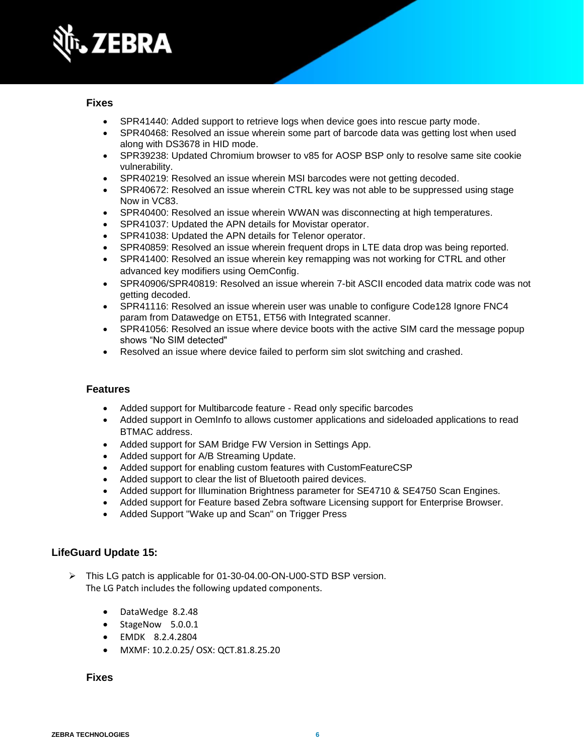### Fixes

- SPR41440: Added support to retrieve logs when device goes into rescue party mode.
- SPR40468: Resolved an issue wherein some part of barcode data was getting lost when used along with DS3678 in HID mode.
- SPR39238: Updated Chromium browser to v85 for AOSP BSP only to resolve same site cookie vulnerability.
- SPR40219: Resolved an issue wherein MSI barcodes were not getting decoded.
- SPR40672: Resolved an issue wherein CTRL key was not able to be suppressed using stage Now in VC83.
- SPR40400: Resolved an issue wherein WWAN was disconnecting at high temperatures.
- SPR41037: Updated the APN details for Movistar operator.
- SPR41038: Updated the APN details for Telenor operator.
- SPR40859: Resolved an issue wherein frequent drops in LTE data drop was being reported.
- SPR41400: Resolved an issue wherein key remapping was not working for CTRL and other advanced key modifiers using OemConfig.
- SPR40906/SPR40819: Resolved an issue wherein 7-bit ASCII encoded data matrix code was not getting decoded.
- SPR41116: Resolved an issue wherein user was unable to configure Code128 Ignore FNC4 param from Datawedge on ET51, ET56 with Integrated scanner.
- SPR41056: Resolved an issue where device boots with the active SIM card the message popup shows "No SIM detected"
- Resolved an issue where device failed to perform sim slot switching and crashed.

### Features

- Added support for Multibarcode feature - Read only specific barcodes
- Added support in OemInfo to allows customer applications and sideloaded applications to read BTMAC address.
- Added support for SAM Bridge FW Version in Settings App.
- Added support for A/B Streaming Update.
- Added support for enabling custom features with CustomFeatureCSP
- Added support to clear the list of Bluetooth paired devices.
- Added support for Illumination Brightness parameter for SE4710 & SE4750 Scan Engines.
- Added support for Feature based Zebra software Licensing support for Enterprise Browser.
- Added Support "Wake up and Scan" on Trigger Press

## LifeGuard Update 15:

- This LG patch is applicable for 01-30-04.00-ON-U00-STD BSP version.
  The LG Patch includes the following updated components.

  - DataWedge 8.2.48
  - StageNow 5.0.0.1
  - EMDK 8.2.4.2804
  - MXMF: 10.2.0.25/ OSX: QCT.81.8.25.20

### Fixes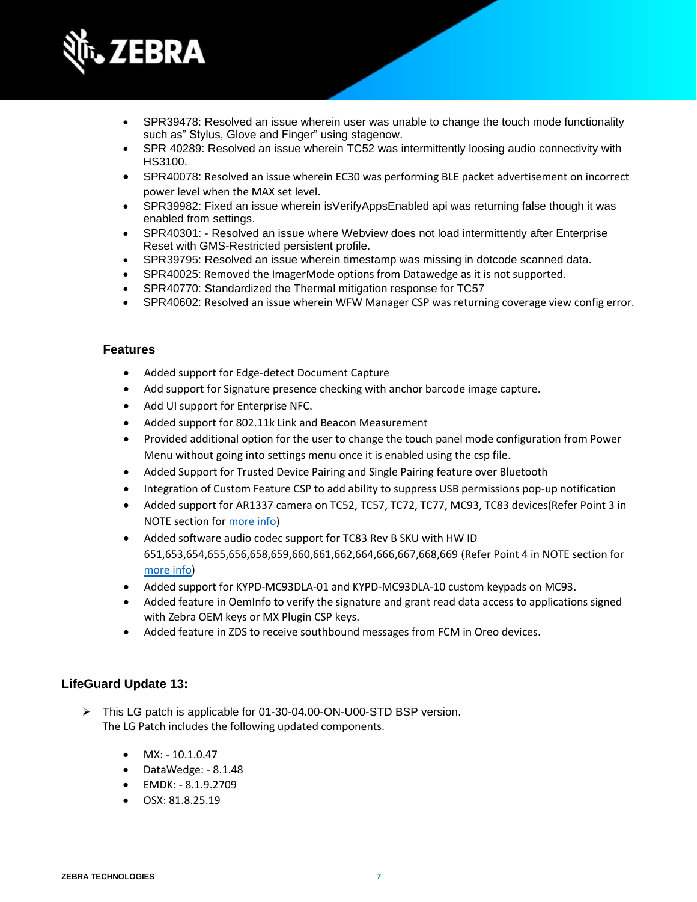- SPR39478: Resolved an issue wherein user was unable to change the touch mode functionality such as" Stylus, Glove and Finger" using stagenow.
- SPR 40289: Resolved an issue wherein TC52 was intermittently loosing audio connectivity with HS3100.
- SPR40078: Resolved an issue wherein EC30 was performing BLE packet advertisement on incorrect power level when the MAX set level.
- SPR39982: Fixed an issue wherein isVerifyAppsEnabled api was returning false though it was enabled from settings.
- SPR40301: - Resolved an issue where Webview does not load intermittently after Enterprise Reset with GMS-Restricted persistent profile.
- SPR39795: Resolved an issue wherein timestamp was missing in dotcode scanned data.
- SPR40025: Removed the ImagerMode options from Datawedge as it is not supported.
- SPR40770: Standardized the Thermal mitigation response for TC57
- SPR40602: Resolved an issue wherein WFW Manager CSP was returning coverage view config error.

### Features

- Added support for Edge-detect Document Capture
- Add support for Signature presence checking with anchor barcode image capture.
- Add UI support for Enterprise NFC.
- Added support for 802.11k Link and Beacon Measurement
- Provided additional option for the user to change the touch panel mode configuration from Power Menu without going into settings menu once it is enabled using the csp file.
- Added Support for Trusted Device Pairing and Single Pairing feature over Bluetooth
- Integration of Custom Feature CSP to add ability to suppress USB permissions pop-up notification
- Added support for AR1337 camera on TC52, TC57, TC72, TC77, MC93, TC83 devices(Refer Point 3 in NOTE section for more info)
- Added software audio codec support for TC83 Rev B SKU with HW ID 651,653,654,655,656,658,659,660,661,662,664,666,667,668,669 (Refer Point 4 in NOTE section for more info)
- Added support for KYPD-MC93DLA-01 and KYPD-MC93DLA-10 custom keypads on MC93.
- Added feature in OemInfo to verify the signature and grant read data access to applications signed with Zebra OEM keys or MX Plugin CSP keys.
- Added feature in ZDS to receive southbound messages from FCM in Oreo devices.

## LifeGuard Update 13:

- This LG patch is applicable for 01-30-04.00-ON-U00-STD BSP version.
  The LG Patch includes the following updated components.

  - MX: - 10.1.0.47
  - DataWedge: - 8.1.48
  - EMDK: - 8.1.9.2709
  - OSX: 81.8.25.19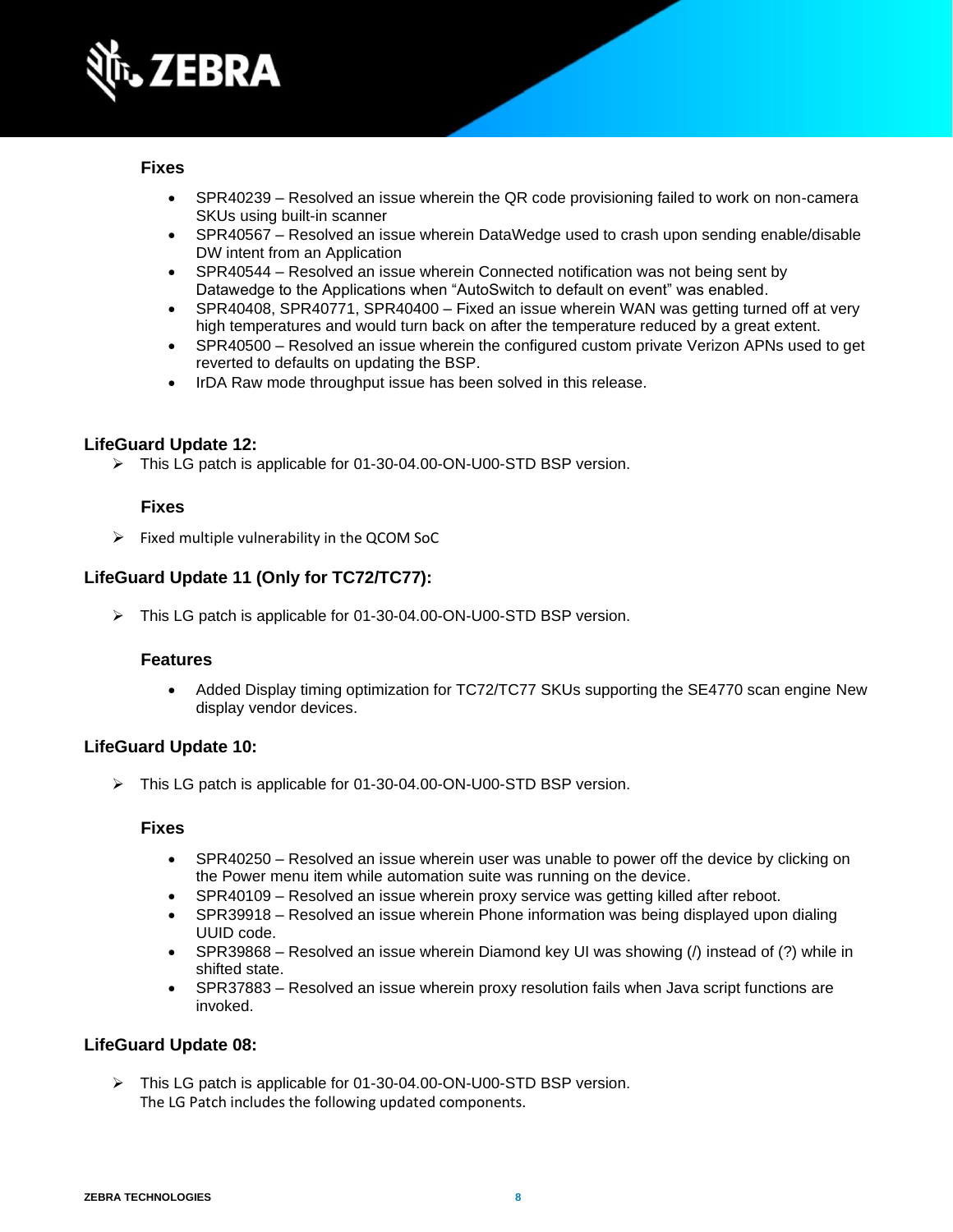#### Fixes

- SPR40239 – Resolved an issue wherein the QR code provisioning failed to work on non-camera SKUs using built-in scanner
- SPR40567 – Resolved an issue wherein DataWedge used to crash upon sending enable/disable DW intent from an Application
- SPR40544 – Resolved an issue wherein Connected notification was not being sent by Datawedge to the Applications when “AutoSwitch to default on event” was enabled.
- SPR40408, SPR40771, SPR40400 – Fixed an issue wherein WAN was getting turned off at very high temperatures and would turn back on after the temperature reduced by a great extent.
- SPR40500 – Resolved an issue wherein the configured custom private Verizon APNs used to get reverted to defaults on updating the BSP.
- IrDA Raw mode throughput issue has been solved in this release.

### LifeGuard Update 12:

- This LG patch is applicable for 01-30-04.00-ON-U00-STD BSP version.

#### Fixes

- Fixed multiple vulnerability in the QCOM SoC

### LifeGuard Update 11 (Only for TC72/TC77):

- This LG patch is applicable for 01-30-04.00-ON-U00-STD BSP version.

#### Features

- Added Display timing optimization for TC72/TC77 SKUs supporting the SE4770 scan engine New display vendor devices.

### LifeGuard Update 10:

- This LG patch is applicable for 01-30-04.00-ON-U00-STD BSP version.

#### Fixes

- SPR40250 – Resolved an issue wherein user was unable to power off the device by clicking on the Power menu item while automation suite was running on the device.
- SPR40109 – Resolved an issue wherein proxy service was getting killed after reboot.
- SPR39918 – Resolved an issue wherein Phone information was being displayed upon dialing UUID code.
- SPR39868 – Resolved an issue wherein Diamond key UI was showing (/) instead of (?) while in shifted state.
- SPR37883 – Resolved an issue wherein proxy resolution fails when Java script functions are invoked.

### LifeGuard Update 08:

- This LG patch is applicable for 01-30-04.00-ON-U00-STD BSP version.
  The LG Patch includes the following updated components.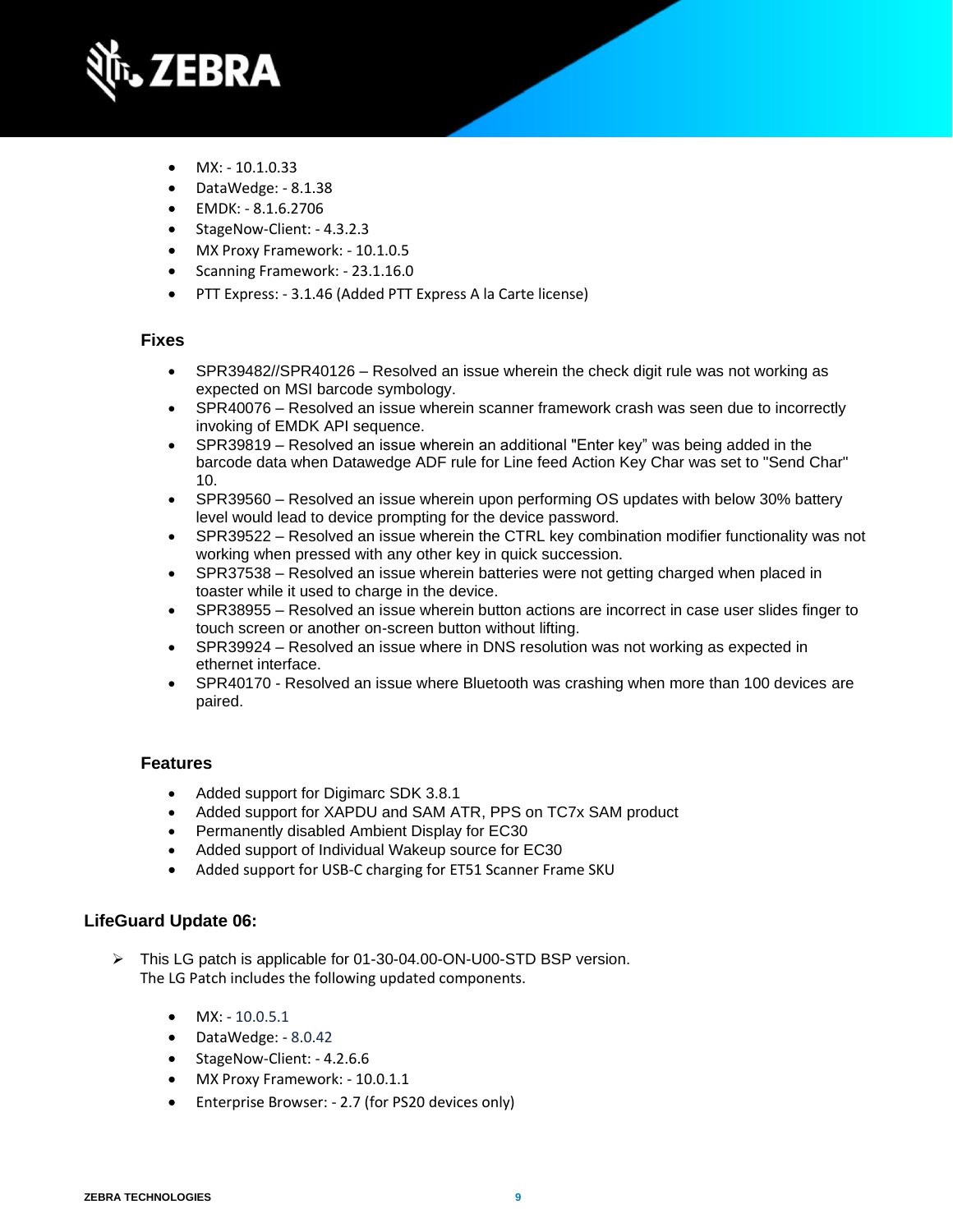- MX: - 10.1.0.33
- DataWedge: - 8.1.38
- EMDK: - 8.1.6.2706
- StageNow-Client: - 4.3.2.3
- MX Proxy Framework: - 10.1.0.5
- Scanning Framework: - 23.1.16.0
- PTT Express: - 3.1.46 (Added PTT Express A la Carte license)

### Fixes

- SPR39482//SPR40126 – Resolved an issue wherein the check digit rule was not working as expected on MSI barcode symbology.
- SPR40076 – Resolved an issue wherein scanner framework crash was seen due to incorrectly invoking of EMDK API sequence.
- SPR39819 – Resolved an issue wherein an additional "Enter key" was being added in the barcode data when Datawedge ADF rule for Line feed Action Key Char was set to "Send Char" 10.
- SPR39560 – Resolved an issue wherein upon performing OS updates with below 30% battery level would lead to device prompting for the device password.
- SPR39522 – Resolved an issue wherein the CTRL key combination modifier functionality was not working when pressed with any other key in quick succession.
- SPR37538 – Resolved an issue wherein batteries were not getting charged when placed in toaster while it used to charge in the device.
- SPR38955 – Resolved an issue wherein button actions are incorrect in case user slides finger to touch screen or another on-screen button without lifting.
- SPR39924 – Resolved an issue where in DNS resolution was not working as expected in ethernet interface.
- SPR40170 - Resolved an issue where Bluetooth was crashing when more than 100 devices are paired.

### Features

- Added support for Digimarc SDK 3.8.1
- Added support for XAPDU and SAM ATR, PPS on TC7x SAM product
- Permanently disabled Ambient Display for EC30
- Added support of Individual Wakeup source for EC30
- Added support for USB-C charging for ET51 Scanner Frame SKU

## LifeGuard Update 06:

- This LG patch is applicable for 01-30-04.00-ON-U00-STD BSP version.
  The LG Patch includes the following updated components.

  - MX: - 10.0.5.1
  - DataWedge: - 8.0.42
  - StageNow-Client: - 4.2.6.6
  - MX Proxy Framework: - 10.0.1.1
  - Enterprise Browser: - 2.7 (for PS20 devices only)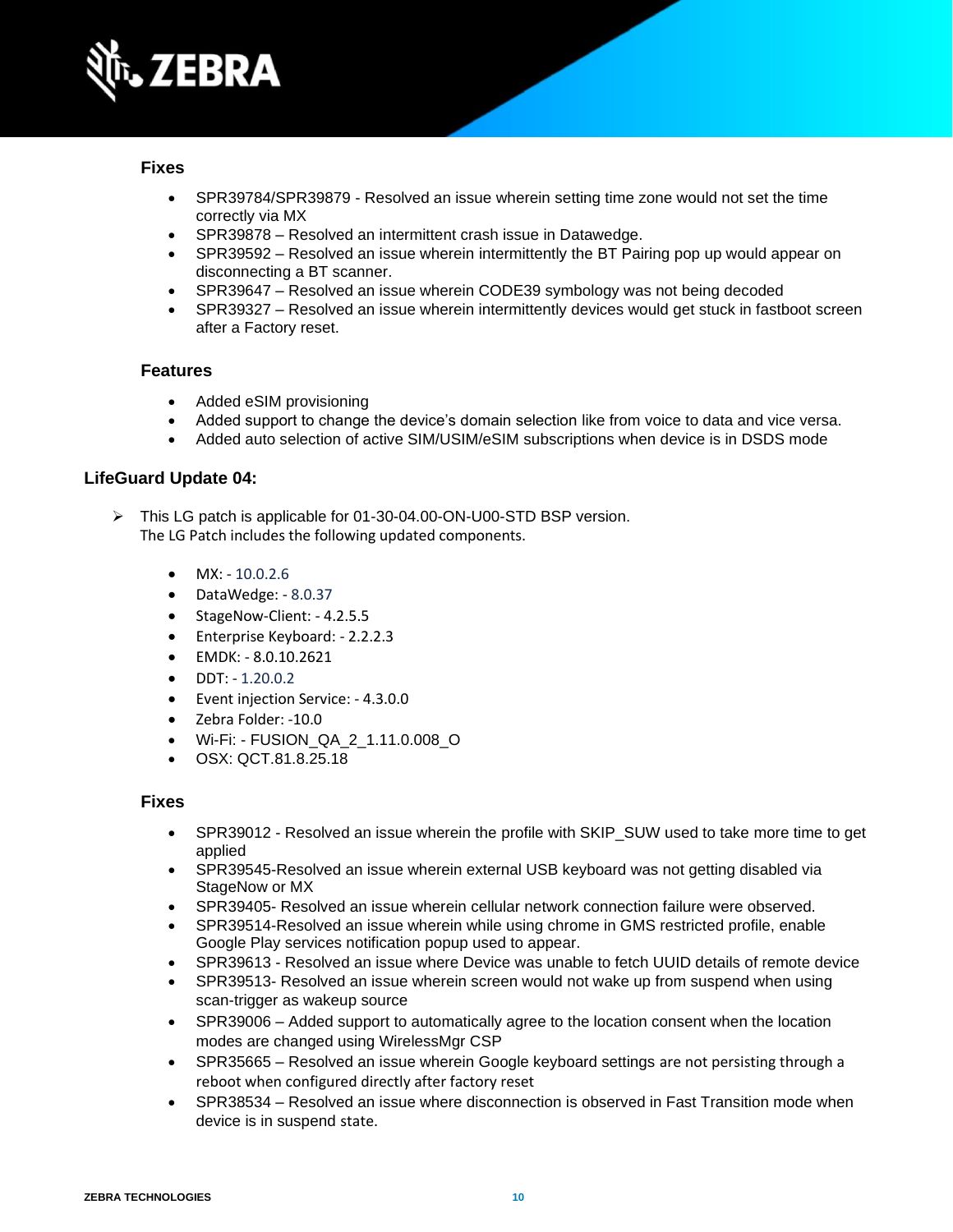### Fixes

- SPR39784/SPR39879 - Resolved an issue wherein setting time zone would not set the time correctly via MX
- SPR39878 – Resolved an intermittent crash issue in Datawedge.
- SPR39592 – Resolved an issue wherein intermittently the BT Pairing pop up would appear on disconnecting a BT scanner.
- SPR39647 – Resolved an issue wherein CODE39 symbology was not being decoded
- SPR39327 – Resolved an issue wherein intermittently devices would get stuck in fastboot screen after a Factory reset.

### Features

- Added eSIM provisioning
- Added support to change the device's domain selection like from voice to data and vice versa.
- Added auto selection of active SIM/USIM/eSIM subscriptions when device is in DSDS mode

## LifeGuard Update 04:

- This LG patch is applicable for 01-30-04.00-ON-U00-STD BSP version.
  The LG Patch includes the following updated components.

  - MX: - 10.0.2.6
  - DataWedge: - 8.0.37
  - StageNow-Client: - 4.2.5.5
  - Enterprise Keyboard: - 2.2.2.3
  - EMDK: - 8.0.10.2621
  - DDT: - 1.20.0.2
  - Event injection Service: - 4.3.0.0
  - Zebra Folder: -10.0
  - Wi-Fi: - FUSION_QA_2_1.11.0.008_O
  - OSX: QCT.81.8.25.18

### Fixes

- SPR39012 - Resolved an issue wherein the profile with SKIP_SUW used to take more time to get applied
- SPR39545-Resolved an issue wherein external USB keyboard was not getting disabled via StageNow or MX
- SPR39405- Resolved an issue wherein cellular network connection failure were observed.
- SPR39514-Resolved an issue wherein while using chrome in GMS restricted profile, enable Google Play services notification popup used to appear.
- SPR39613 - Resolved an issue where Device was unable to fetch UUID details of remote device
- SPR39513- Resolved an issue wherein screen would not wake up from suspend when using scan-trigger as wakeup source
- SPR39006 – Added support to automatically agree to the location consent when the location modes are changed using WirelessMgr CSP
- SPR35665 – Resolved an issue wherein Google keyboard settings are not persisting through a reboot when configured directly after factory reset
- SPR38534 – Resolved an issue where disconnection is observed in Fast Transition mode when device is in suspend state.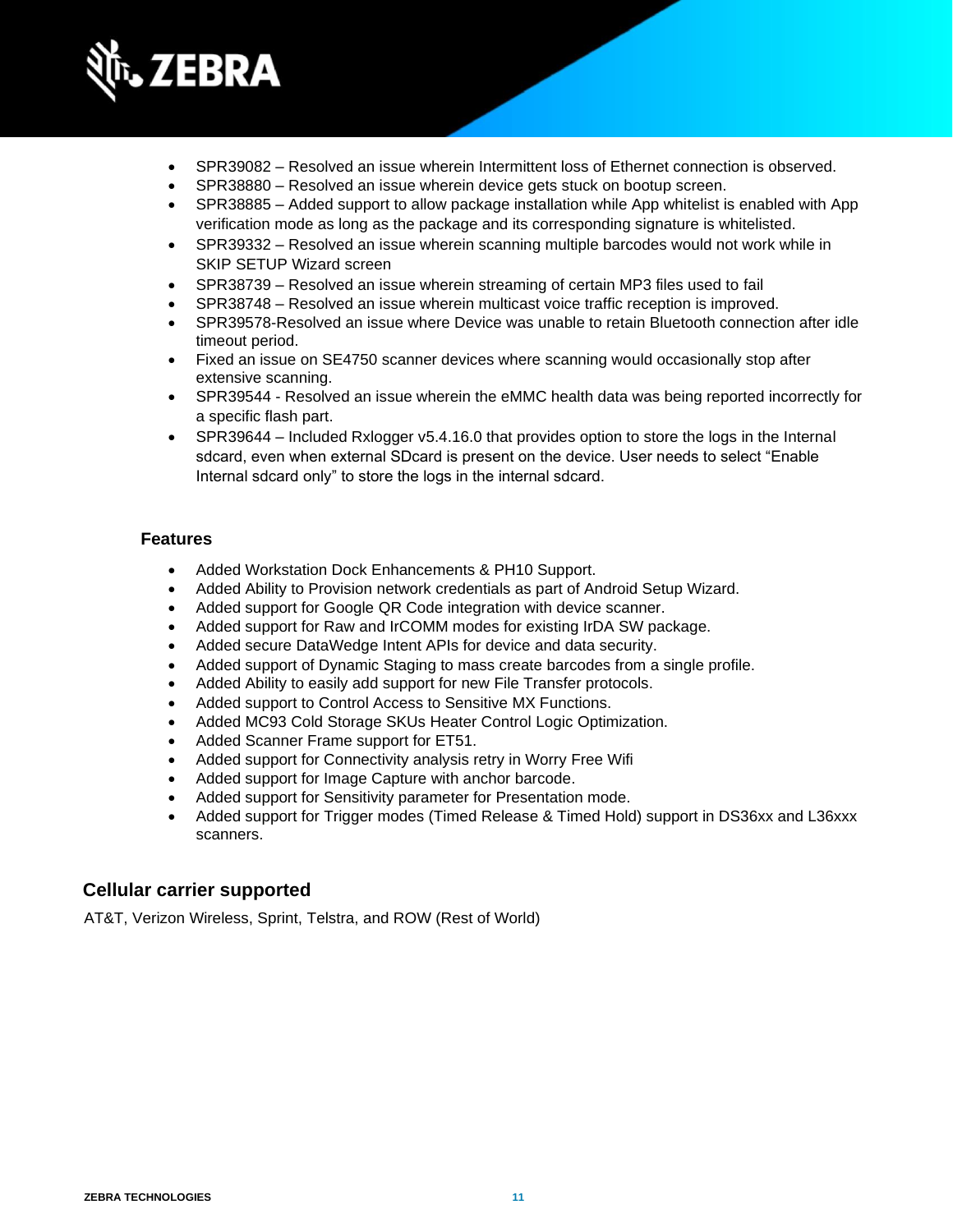- SPR39082 – Resolved an issue wherein Intermittent loss of Ethernet connection is observed.
- SPR38880 – Resolved an issue wherein device gets stuck on bootup screen.
- SPR38885 – Added support to allow package installation while App whitelist is enabled with App verification mode as long as the package and its corresponding signature is whitelisted.
- SPR39332 – Resolved an issue wherein scanning multiple barcodes would not work while in SKIP SETUP Wizard screen
- SPR38739 – Resolved an issue wherein streaming of certain MP3 files used to fail
- SPR38748 – Resolved an issue wherein multicast voice traffic reception is improved.
- SPR39578-Resolved an issue where Device was unable to retain Bluetooth connection after idle timeout period.
- Fixed an issue on SE4750 scanner devices where scanning would occasionally stop after extensive scanning.
- SPR39544 - Resolved an issue wherein the eMMC health data was being reported incorrectly for a specific flash part.
- SPR39644 – Included Rxlogger v5.4.16.0 that provides option to store the logs in the Internal sdcard, even when external SDcard is present on the device. User needs to select “Enable Internal sdcard only” to store the logs in the internal sdcard.

### Features

- Added Workstation Dock Enhancements & PH10 Support.
- Added Ability to Provision network credentials as part of Android Setup Wizard.
- Added support for Google QR Code integration with device scanner.
- Added support for Raw and IrCOMM modes for existing IrDA SW package.
- Added secure DataWedge Intent APIs for device and data security.
- Added support of Dynamic Staging to mass create barcodes from a single profile.
- Added Ability to easily add support for new File Transfer protocols.
- Added support to Control Access to Sensitive MX Functions.
- Added MC93 Cold Storage SKUs Heater Control Logic Optimization.
- Added Scanner Frame support for ET51.
- Added support for Connectivity analysis retry in Worry Free Wifi
- Added support for Image Capture with anchor barcode.
- Added support for Sensitivity parameter for Presentation mode.
- Added support for Trigger modes (Timed Release & Timed Hold) support in DS36xx and L36xxx scanners.

## Cellular carrier supported

AT&T, Verizon Wireless, Sprint, Telstra, and ROW (Rest of World)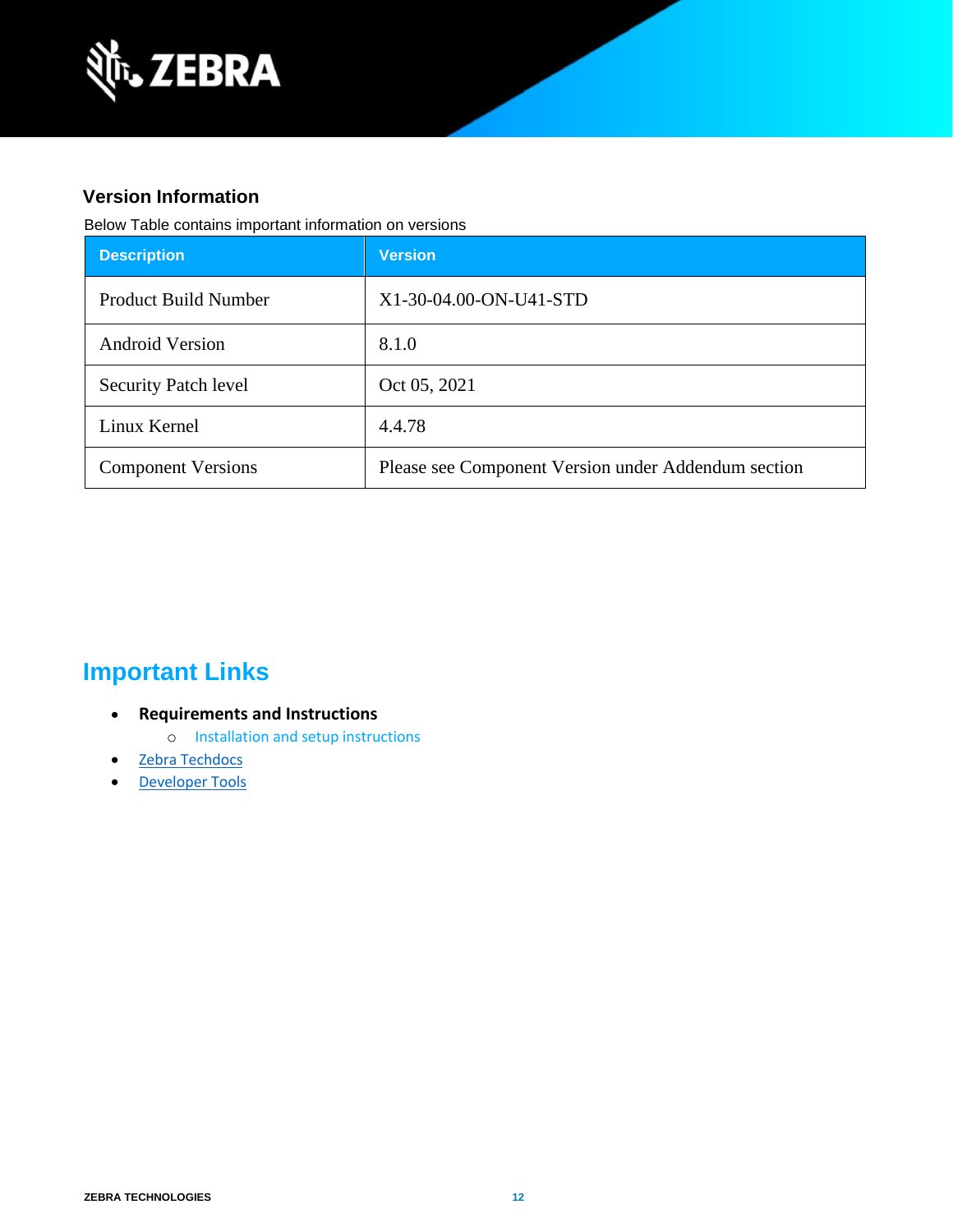### Version Information

Below Table contains important information on versions

| Description | Version |
| --- | --- |
| Product Build Number | X1-30-04.00-ON-U41-STD |
| Android Version | 8.1.0 |
| Security Patch level | Oct 05, 2021 |
| Linux Kernel | 4.4.78 |
| Component Versions | Please see Component Version under Addendum section |

## Important Links

- **Requirements and Instructions**
  - Installation and setup instructions
- Zebra Techdocs
- Developer Tools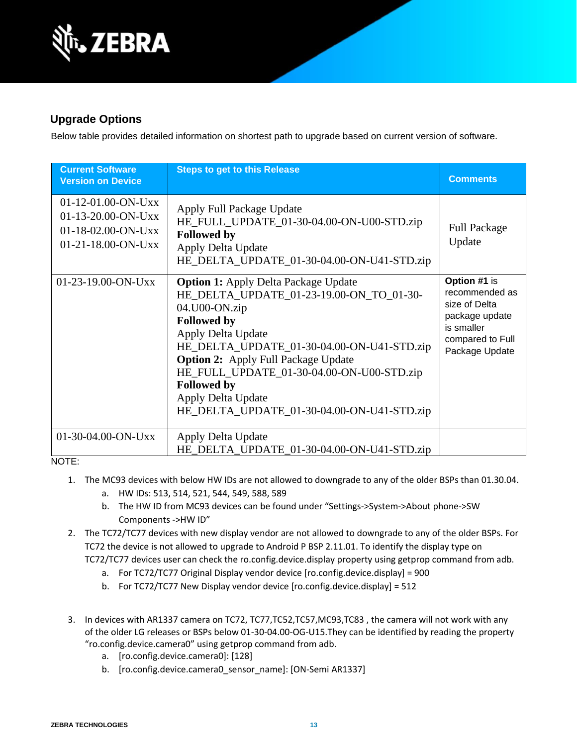## Upgrade Options

Below table provides detailed information on shortest path to upgrade based on current version of software.

| Current Software Version on Device | Steps to get to this Release | Comments |
|---|---|---|
| 01-12-01.00-ON-Uxx<br>01-13-20.00-ON-Uxx<br>01-18-02.00-ON-Uxx<br>01-21-18.00-ON-Uxx | Apply Full Package Update<br>HE_FULL_UPDATE_01-30-04.00-ON-U00-STD.zip<br>**Followed by**<br>Apply Delta Update<br>HE_DELTA_UPDATE_01-30-04.00-ON-U41-STD.zip | Full Package Update |
| 01-23-19.00-ON-Uxx | **Option 1:** Apply Delta Package Update<br>HE_DELTA_UPDATE_01-23-19.00-ON_TO_01-30-04.U00-ON.zip<br>**Followed by**<br>Apply Delta Update<br>HE_DELTA_UPDATE_01-30-04.00-ON-U41-STD.zip<br>**Option 2:** Apply Full Package Update<br>HE_FULL_UPDATE_01-30-04.00-ON-U00-STD.zip<br>**Followed by**<br>Apply Delta Update<br>HE_DELTA_UPDATE_01-30-04.00-ON-U41-STD.zip | **Option #1** is recommended as size of Delta package update is smaller compared to Full Package Update |
| 01-30-04.00-ON-Uxx | Apply Delta Update<br>HE_DELTA_UPDATE_01-30-04.00-ON-U41-STD.zip | |

NOTE:

1. The MC93 devices with below HW IDs are not allowed to downgrade to any of the older BSPs than 01.30.04.
   a. HW IDs: 513, 514, 521, 544, 549, 588, 589
   b. The HW ID from MC93 devices can be found under "Settings->System->About phone->SW Components ->HW ID"
2. The TC72/TC77 devices with new display vendor are not allowed to downgrade to any of the older BSPs. For TC72 the device is not allowed to upgrade to Android P BSP 2.11.01. To identify the display type on TC72/TC77 devices user can check the ro.config.device.display property using getprop command from adb.
   a. For TC72/TC77 Original Display vendor device [ro.config.device.display] = 900
   b. For TC72/TC77 New Display vendor device [ro.config.device.display] = 512
3. In devices with AR1337 camera on TC72, TC77,TC52,TC57,MC93,TC83 , the camera will not work with any of the older LG releases or BSPs below 01-30-04.00-OG-U15.They can be identified by reading the property "ro.config.device.camera0" using getprop command from adb.
   a. [ro.config.device.camera0]: [128]
   b. [ro.config.device.camera0_sensor_name]: [ON-Semi AR1337]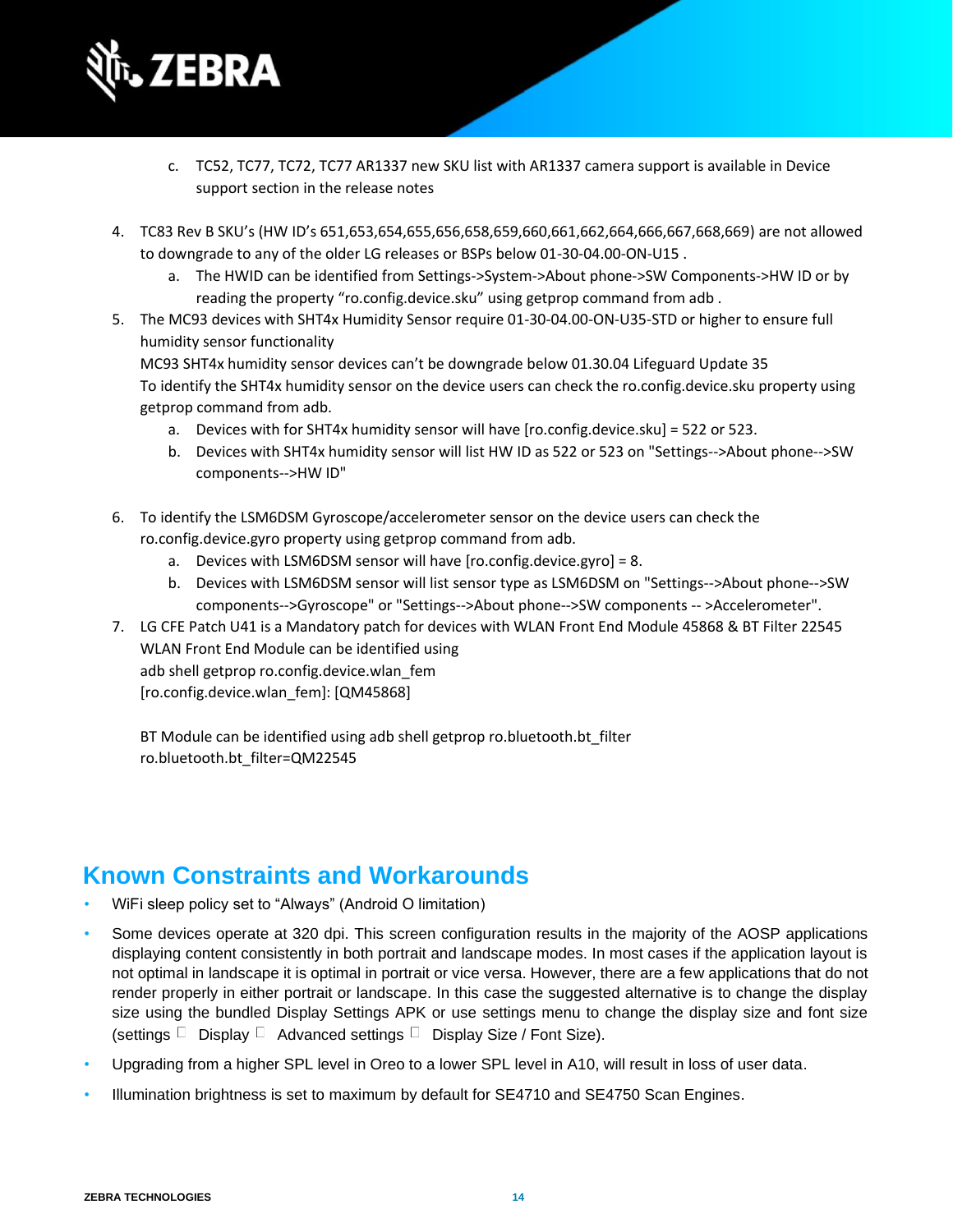c. TC52, TC77, TC72, TC77 AR1337 new SKU list with AR1337 camera support is available in Device support section in the release notes

4. TC83 Rev B SKU's (HW ID's 651,653,654,655,656,658,659,660,661,662,664,666,667,668,669) are not allowed to downgrade to any of the older LG releases or BSPs below 01-30-04.00-ON-U15 .
   a. The HWID can be identified from Settings->System->About phone->SW Components->HW ID or by reading the property "ro.config.device.sku" using getprop command from adb .
5. The MC93 devices with SHT4x Humidity Sensor require 01-30-04.00-ON-U35-STD or higher to ensure full humidity sensor functionality
   MC93 SHT4x humidity sensor devices can't be downgrade below 01.30.04 Lifeguard Update 35
   To identify the SHT4x humidity sensor on the device users can check the ro.config.device.sku property using getprop command from adb.
   a. Devices with for SHT4x humidity sensor will have [ro.config.device.sku] = 522 or 523.
   b. Devices with SHT4x humidity sensor will list HW ID as 522 or 523 on "Settings-->About phone-->SW components-->HW ID"

6. To identify the LSM6DSM Gyroscope/accelerometer sensor on the device users can check the ro.config.device.gyro property using getprop command from adb.
   a. Devices with LSM6DSM sensor will have [ro.config.device.gyro] = 8.
   b. Devices with LSM6DSM sensor will list sensor type as LSM6DSM on "Settings-->About phone-->SW components-->Gyroscope" or "Settings-->About phone-->SW components -- >Accelerometer".
7. LG CFE Patch U41 is a Mandatory patch for devices with WLAN Front End Module 45868 & BT Filter 22545
   WLAN Front End Module can be identified using
   adb shell getprop ro.config.device.wlan_fem
   [ro.config.device.wlan_fem]: [QM45868]

   BT Module can be identified using adb shell getprop ro.bluetooth.bt_filter
   ro.bluetooth.bt_filter=QM22545

## Known Constraints and Workarounds

- WiFi sleep policy set to "Always" (Android O limitation)
- Some devices operate at 320 dpi. This screen configuration results in the majority of the AOSP applications displaying content consistently in both portrait and landscape modes. In most cases if the application layout is not optimal in landscape it is optimal in portrait or vice versa. However, there are a few applications that do not render properly in either portrait or landscape. In this case the suggested alternative is to change the display size using the bundled Display Settings APK or use settings menu to change the display size and font size (settings  Display  Advanced settings  Display Size / Font Size).
- Upgrading from a higher SPL level in Oreo to a lower SPL level in A10, will result in loss of user data.
- Illumination brightness is set to maximum by default for SE4710 and SE4750 Scan Engines.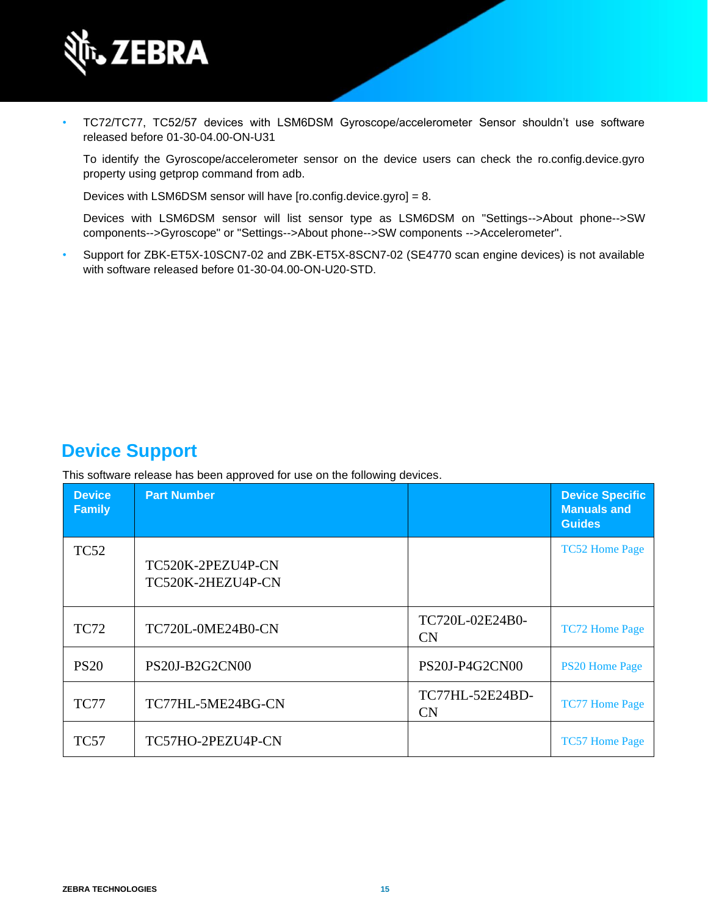- TC72/TC77, TC52/57 devices with LSM6DSM Gyroscope/accelerometer Sensor shouldn't use software released before 01-30-04.00-ON-U31

  To identify the Gyroscope/accelerometer sensor on the device users can check the ro.config.device.gyro property using getprop command from adb.

  Devices with LSM6DSM sensor will have [ro.config.device.gyro] = 8.

  Devices with LSM6DSM sensor will list sensor type as LSM6DSM on "Settings-->About phone-->SW components-->Gyroscope" or "Settings-->About phone-->SW components -->Accelerometer".

- Support for ZBK-ET5X-10SCN7-02 and ZBK-ET5X-8SCN7-02 (SE4770 scan engine devices) is not available with software released before 01-30-04.00-ON-U20-STD.

## Device Support

This software release has been approved for use on the following devices.

| Device Family | Part Number | | Device Specific Manuals and Guides |
|---|---|---|---|
| TC52 | TC520K-2PEZU4P-CN<br>TC520K-2HEZU4P-CN | | TC52 Home Page |
| TC72 | TC720L-0ME24B0-CN | TC720L-02E24B0-CN | TC72 Home Page |
| PS20 | PS20J-B2G2CN00 | PS20J-P4G2CN00 | PS20 Home Page |
| TC77 | TC77HL-5ME24BG-CN | TC77HL-52E24BD-CN | TC77 Home Page |
| TC57 | TC57HO-2PEZU4P-CN | | TC57 Home Page |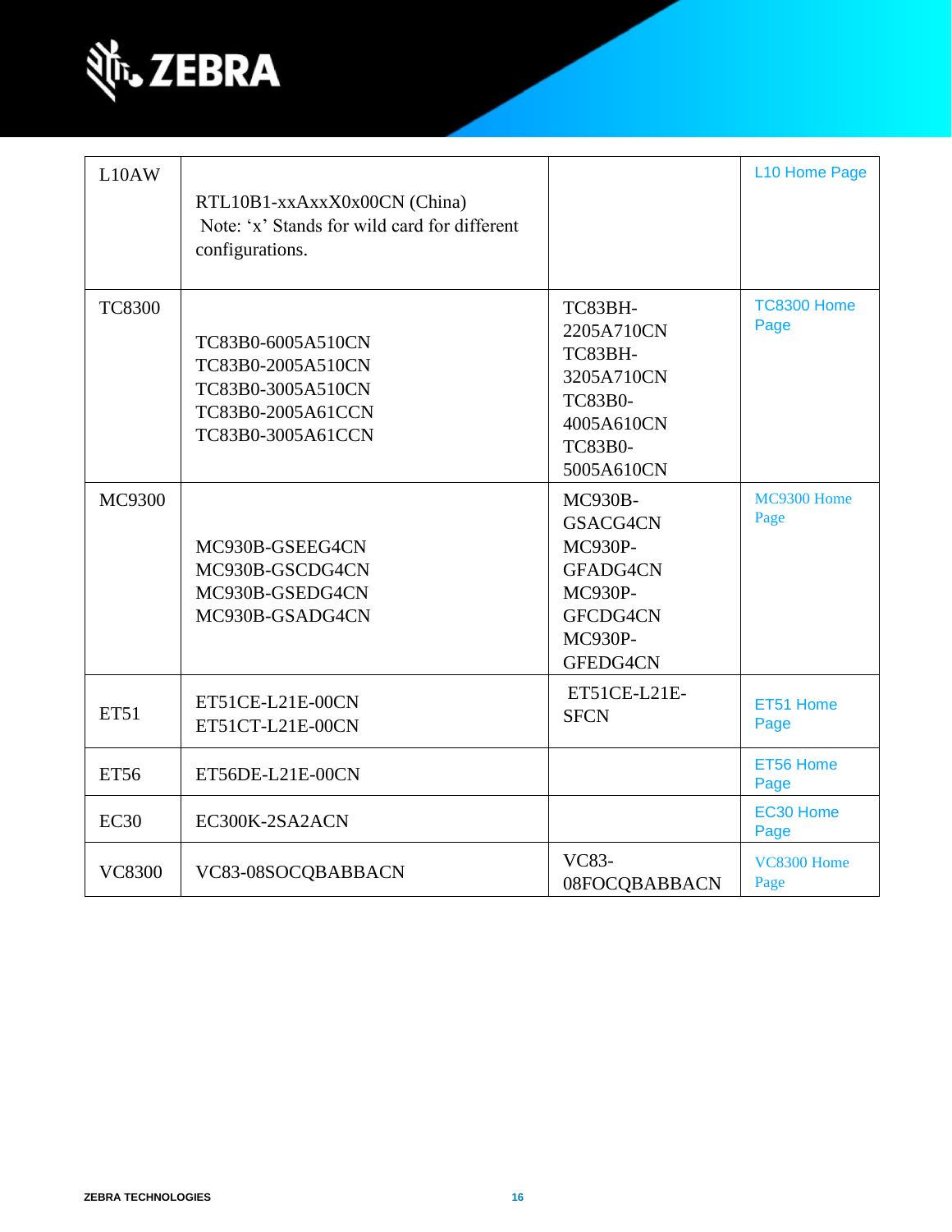| L10AW | RTL10B1-xxAxxX0x00CN (China)<br>Note: 'x' Stands for wild card for different configurations. | | L10 Home Page |
|---|---|---|---|
| TC8300 | TC83B0-6005A510CN<br>TC83B0-2005A510CN<br>TC83B0-3005A510CN<br>TC83B0-2005A61CCN<br>TC83B0-3005A61CCN | TC83BH-2205A710CN<br>TC83BH-3205A710CN<br>TC83B0-4005A610CN<br>TC83B0-5005A610CN | TC8300 Home Page |
| MC9300 | MC930B-GSEEG4CN<br>MC930B-GSCDG4CN<br>MC930B-GSEDG4CN<br>MC930B-GSADG4CN | MC930B-GSACG4CN<br>MC930P-GFADG4CN<br>MC930P-GFCDG4CN<br>MC930P-GFEDG4CN | MC9300 Home Page |
| ET51 | ET51CE-L21E-00CN<br>ET51CT-L21E-00CN | ET51CE-L21E-SFCN | ET51 Home Page |
| ET56 | ET56DE-L21E-00CN | | ET56 Home Page |
| EC30 | EC300K-2SA2ACN | | EC30 Home Page |
| VC8300 | VC83-08SOCQBABBACN | VC83-08FOCQBABBACN | VC8300 Home Page |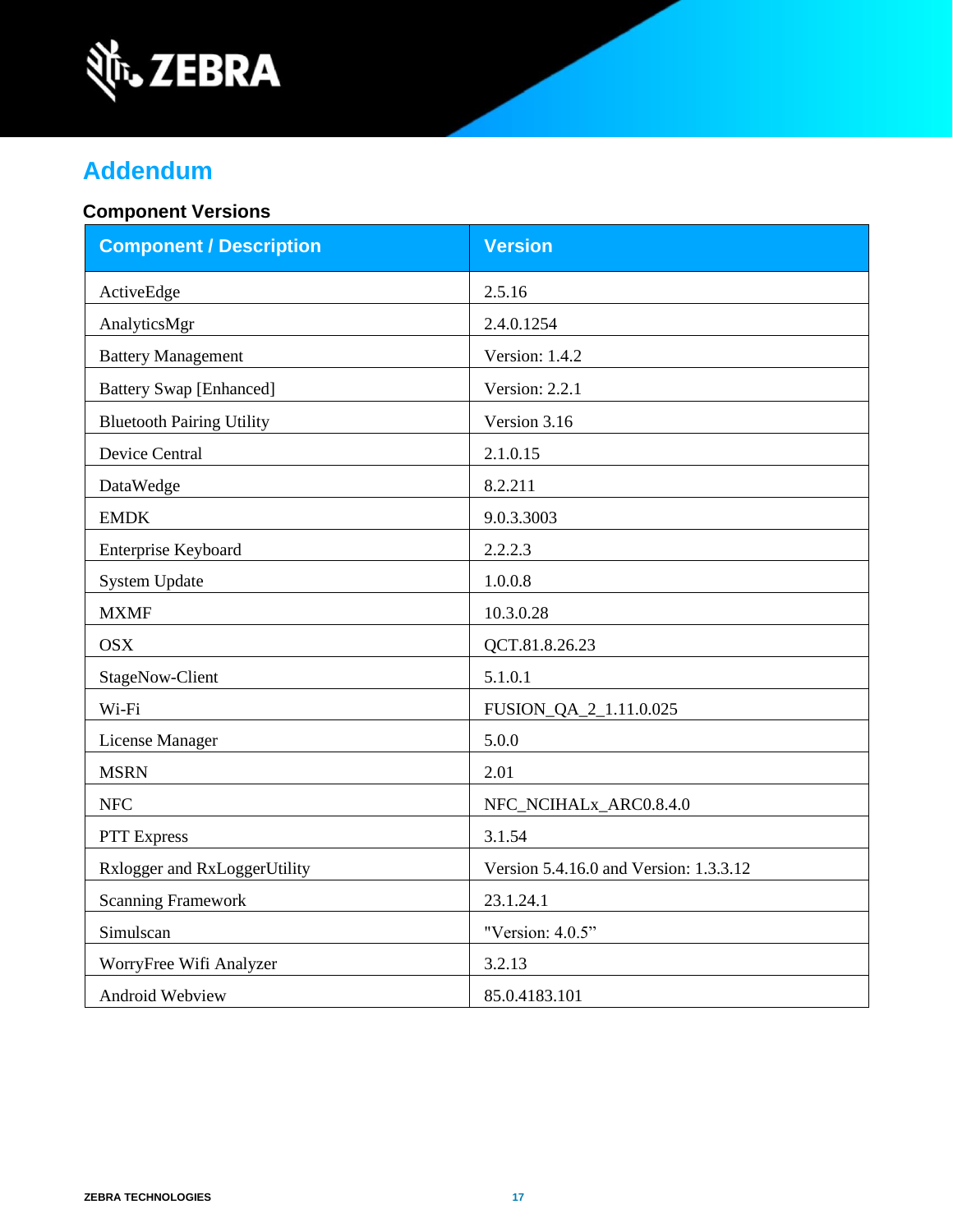# Addendum

### Component Versions

| Component / Description | Version |
| --- | --- |
| ActiveEdge | 2.5.16 |
| AnalyticsMgr | 2.4.0.1254 |
| Battery Management | Version: 1.4.2 |
| Battery Swap [Enhanced] | Version: 2.2.1 |
| Bluetooth Pairing Utility | Version 3.16 |
| Device Central | 2.1.0.15 |
| DataWedge | 8.2.211 |
| EMDK | 9.0.3.3003 |
| Enterprise Keyboard | 2.2.2.3 |
| System Update | 1.0.0.8 |
| MXMF | 10.3.0.28 |
| OSX | QCT.81.8.26.23 |
| StageNow-Client | 5.1.0.1 |
| Wi-Fi | FUSION_QA_2_1.11.0.025 |
| License Manager | 5.0.0 |
| MSRN | 2.01 |
| NFC | NFC_NCIHALx_ARC0.8.4.0 |
| PTT Express | 3.1.54 |
| Rxlogger and RxLoggerUtility | Version 5.4.16.0 and Version: 1.3.3.12 |
| Scanning Framework | 23.1.24.1 |
| Simulscan | "Version: 4.0.5" |
| WorryFree Wifi Analyzer | 3.2.13 |
| Android Webview | 85.0.4183.101 |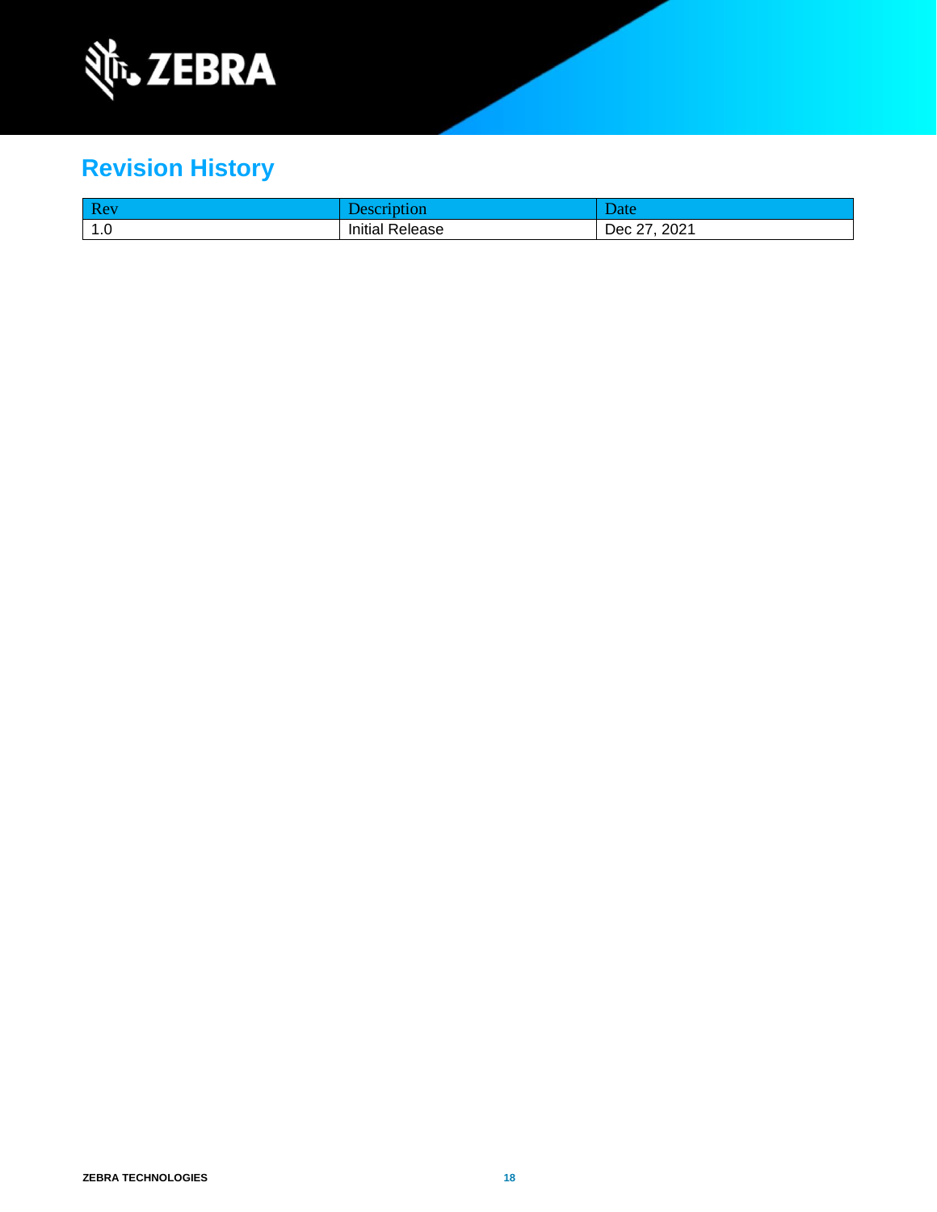## Revision History

| Rev | Description | Date |
|---|---|---|
| 1.0 | Initial Release | Dec 27, 2021 |